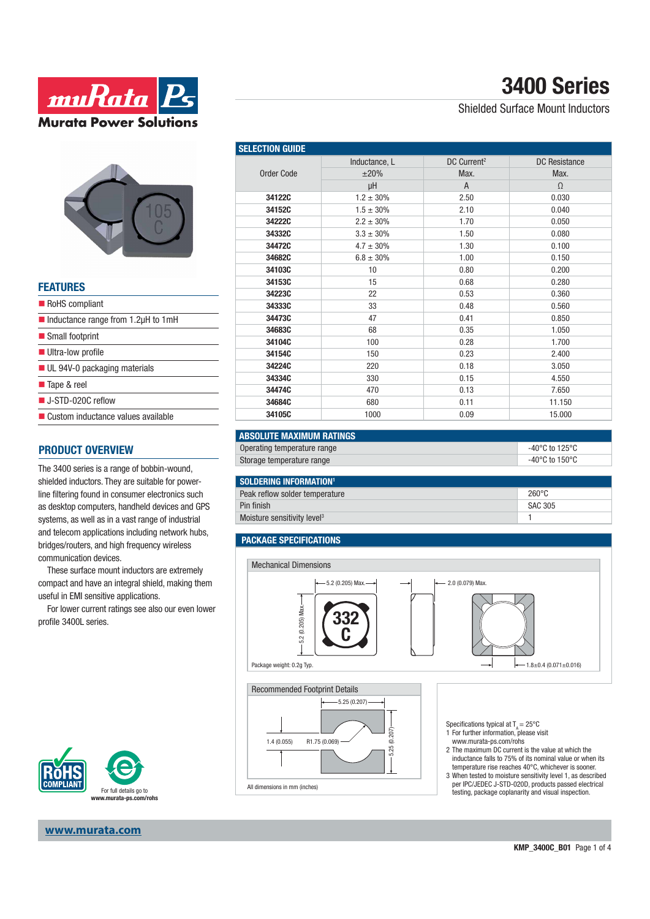# 3400 Series

Shielded Surface Mount Inductors

## FEATURES

- RoHS compliant
- Inductance range from 1.2μH to 1mH
- Small footprint
- Ultra-low profile
- UL 94V-0 packaging materials
- Tape & reel
- J-STD-020C reflow
- Custom inductance values available

## PRODUCT OVERVIEW

The 3400 series is a range of bobbin-wound, shielded inductors. They are suitable for power-line filtering found in consumer electronics such as desktop computers, handheld devices and GPS systems, as well as in a vast range of industrial and telecom applications including network hubs, bridges/routers, and high frequency wireless communication devices.

These surface mount inductors are extremely compact and have an integral shield, making them useful in EMI sensitive applications.

For lower current ratings see also our even lower profile 3400L series.

## SELECTION GUIDE

| Order Code | Inductance, L ±20% μH | DC Current[2] Max. A | DC Resistance Max. Ω |
|---|---|---|---|
| **34122C** | 1.2 ± 30% | 2.50 | 0.030 |
| **34152C** | 1.5 ± 30% | 2.10 | 0.040 |
| **34222C** | 2.2 ± 30% | 1.70 | 0.050 |
| **34332C** | 3.3 ± 30% | 1.50 | 0.080 |
| **34472C** | 4.7 ± 30% | 1.30 | 0.100 |
| **34682C** | 6.8 ± 30% | 1.00 | 0.150 |
| **34103C** | 10 | 0.80 | 0.200 |
| **34153C** | 15 | 0.68 | 0.280 |
| **34223C** | 22 | 0.53 | 0.360 |
| **34333C** | 33 | 0.48 | 0.560 |
| **34473C** | 47 | 0.41 | 0.850 |
| **34683C** | 68 | 0.35 | 1.050 |
| **34104C** | 100 | 0.28 | 1.700 |
| **34154C** | 150 | 0.23 | 2.400 |
| **34224C** | 220 | 0.18 | 3.050 |
| **34334C** | 330 | 0.15 | 4.550 |
| **34474C** | 470 | 0.13 | 7.650 |
| **34684C** | 680 | 0.11 | 11.150 |
| **34105C** | 1000 | 0.09 | 15.000 |

## ABSOLUTE MAXIMUM RATINGS

| | |
|---|---|
| Operating temperature range | -40°C to 125°C |
| Storage temperature range | -40°C to 150°C |

## SOLDERING INFORMATION[1]

| | |
|---|---|
| Peak reflow solder temperature | 260°C |
| Pin finish | SAC 305 |
| Moisture sensitivity level[3] | 1 |

## PACKAGE SPECIFICATIONS

### Mechanical Dimensions

5.2 (0.205) Max.
5.2 (0.205) Max.
2.0 (0.079) Max.
1.8±0.4 (0.071±0.016)
332 C

Package weight: 0.2g Typ.

### Recommended Footprint Details

5.25 (0.207)
1.4 (0.055)
R1.75 (0.069)
5.25 (0.207)

All dimensions in mm (inches)

Specifications typical at $T_A = 25°C$

1 For further information, please visit www.murata-ps.com/rohs

2 The maximum DC current is the value at which the inductance falls to 75% of its nominal value or when its temperature rise reaches 40°C, whichever is sooner.

3 When tested to moisture sensitivity level 1, as described per IPC/JEDEC J-STD-020D, products passed electrical testing, package coplanarity and visual inspection.

RoHS COMPLIANT

For full details go to www.murata-ps.com/rohs

www.murata.com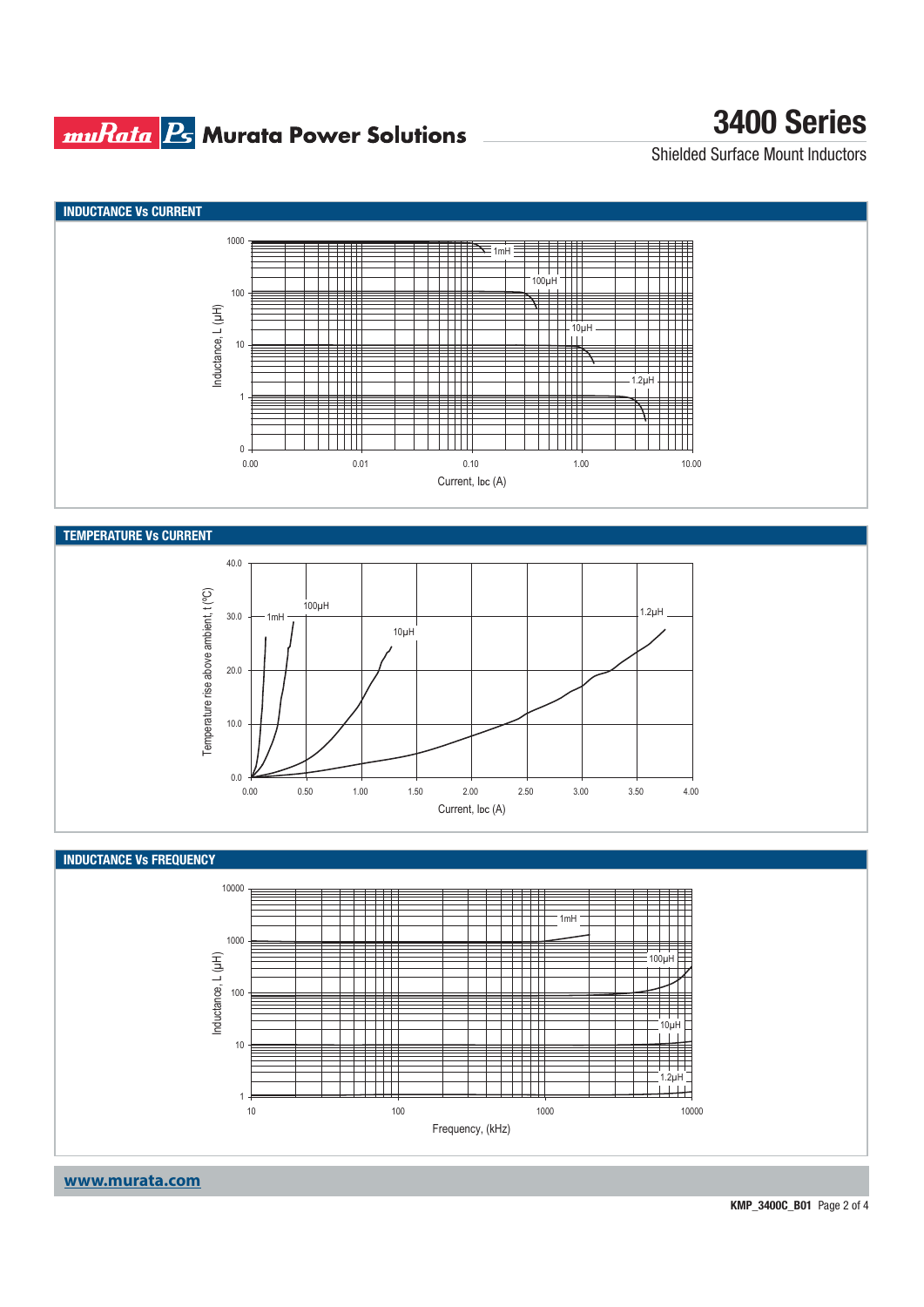## INDUCTANCE Vs CURRENT

Inductance, L (µH) — 1000, 100, 10, 1, 0

Current, Ioc (A) — 0.00, 0.01, 0.10, 1.00, 10.00

1mH, 100µH, 10µH, 1.2µH

## TEMPERATURE Vs CURRENT

Temperature rise above ambient, t (°C) — 40.0, 30.0, 20.0, 10.0, 0.0

Current, Ioc (A) — 0.00, 0.50, 1.00, 1.50, 2.00, 2.50, 3.00, 3.50, 4.00

1mH, 100µH, 10µH, 1.2µH

## INDUCTANCE Vs FREQUENCY

Inductance, L (µH) — 10000, 1000, 100, 10, 1

Frequency, (kHz) — 10, 100, 1000, 10000

1mH, 100µH, 10µH, 1.2µH

www.murata.com

KMP_3400C_B01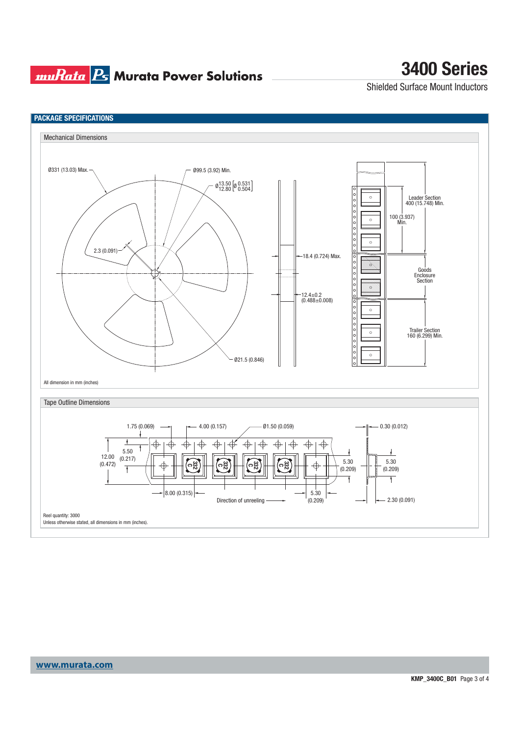## PACKAGE SPECIFICATIONS

### Mechanical Dimensions

Ø331 (13.03) Max.

Ø99.5 (3.92) Min.

$Ø^{13.50}_{12.80}$ $[Ø^{0.531}_{0.504}]$

2.3 (0.091)

Ø21.5 (0.846)

18.4 (0.724) Max.

12.4±0.2 (0.488±0.008)

Leader Section 400 (15.748) Min.

100 (3.937) Min.

Goods Enclosure Section

Trailer Section 160 (6.299) Min.

All dimension in mm (inches)

### Tape Outline Dimensions

1.75 (0.069)

4.00 (0.157)

Ø1.50 (0.059)

0.30 (0.012)

12.00 (0.472)

5.50 (0.217)

5.30 (0.209)

5.30 (0.209)

8.00 (0.315)

Direction of unreeling

5.30 (0.209)

2.30 (0.091)

Reel quantity: 3000

Unless otherwise stated, all dimensions in mm (inches).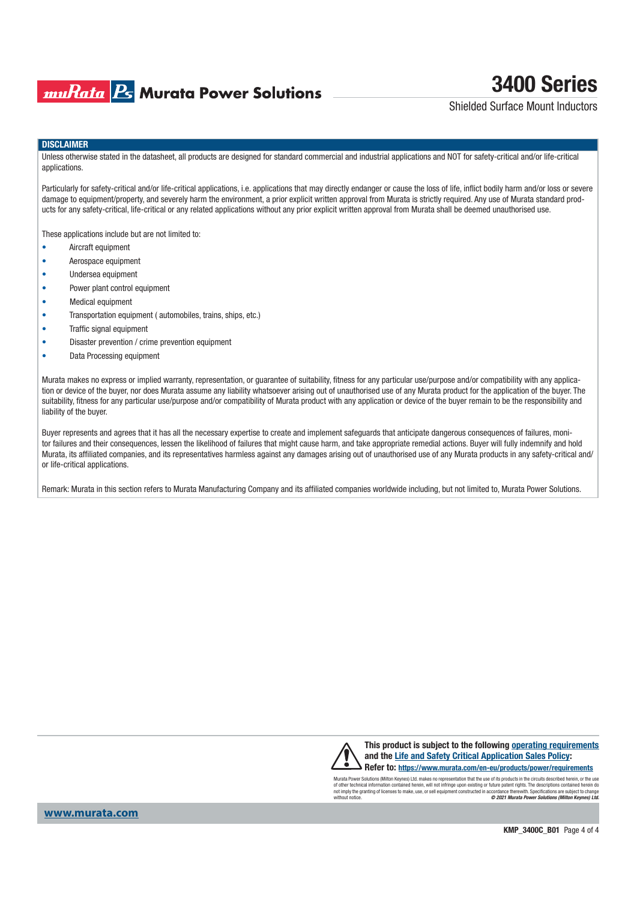## DISCLAIMER

Unless otherwise stated in the datasheet, all products are designed for standard commercial and industrial applications and NOT for safety-critical and/or life-critical applications.

Particularly for safety-critical and/or life-critical applications, i.e. applications that may directly endanger or cause the loss of life, inflict bodily harm and/or loss or severe damage to equipment/property, and severely harm the environment, a prior explicit written approval from Murata is strictly required. Any use of Murata standard products for any safety-critical, life-critical or any related applications without any prior explicit written approval from Murata shall be deemed unauthorised use.

These applications include but are not limited to:

- Aircraft equipment
- Aerospace equipment
- Undersea equipment
- Power plant control equipment
- Medical equipment
- Transportation equipment ( automobiles, trains, ships, etc.)
- Traffic signal equipment
- Disaster prevention / crime prevention equipment
- Data Processing equipment

Murata makes no express or implied warranty, representation, or guarantee of suitability, fitness for any particular use/purpose and/or compatibility with any application or device of the buyer, nor does Murata assume any liability whatsoever arising out of unauthorised use of any Murata product for the application of the buyer. The suitability, fitness for any particular use/purpose and/or compatibility of Murata product with any application or device of the buyer remain to be the responsibility and liability of the buyer.

Buyer represents and agrees that it has all the necessary expertise to create and implement safeguards that anticipate dangerous consequences of failures, monitor failures and their consequences, lessen the likelihood of failures that might cause harm, and take appropriate remedial actions. Buyer will fully indemnify and hold Murata, its affiliated companies, and its representatives harmless against any damages arising out of unauthorised use of any Murata products in any safety-critical and/or life-critical applications.

Remark: Murata in this section refers to Murata Manufacturing Company and its affiliated companies worldwide including, but not limited to, Murata Power Solutions.

**This product is subject to the following operating requirements and the Life and Safety Critical Application Sales Policy:**
**Refer to: https://www.murata.com/en-eu/products/power/requirements**

Murata Power Solutions (Milton Keynes) Ltd. makes no representation that the use of its products in the circuits described herein, or the use of other technical information contained herein, will not infringe upon existing or future patent rights. The descriptions contained herein do not imply the granting of licenses to make, use, or sell equipment constructed in accordance therewith. Specifications are subject to change without notice.
***© 2021 Murata Power Solutions (Milton Keynes) Ltd.***